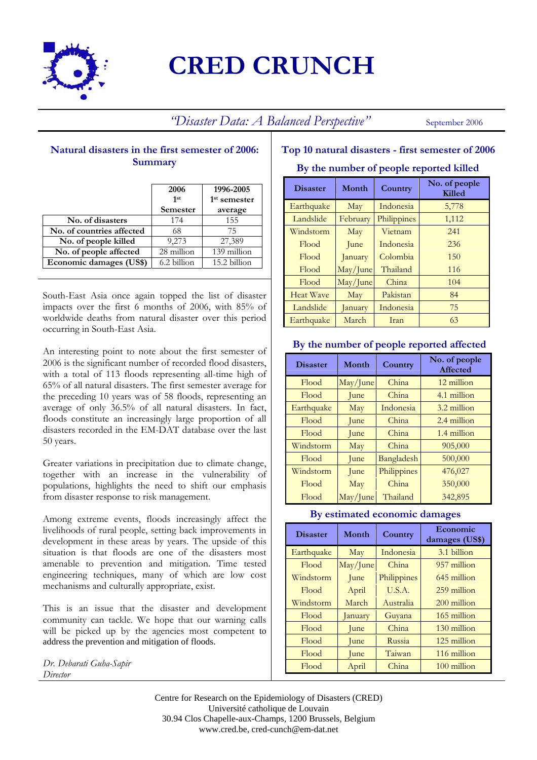# CRED CRUNCH

*"Disaster Data: A Balanced Perspective"* September 2006

## Natural disasters in the first semester of 2006: Summary

| | 2006 1st Semester | 1996-2005 1st semester average |
|---|---|---|
| No. of disasters | 174 | 155 |
| No. of countries affected | 68 | 75 |
| No. of people killed | 9,273 | 27,389 |
| No. of people affected | 28 million | 139 million |
| Economic damages (US$) | 6.2 billion | 15.2 billion |

South-East Asia once again topped the list of disaster impacts over the first 6 months of 2006, with 85% of worldwide deaths from natural disaster over this period occurring in South-East Asia.

An interesting point to note about the first semester of 2006 is the significant number of recorded flood disasters, with a total of 113 floods representing all-time high of 65% of all natural disasters. The first semester average for the preceding 10 years was of 58 floods, representing an average of only 36.5% of all natural disasters. In fact, floods constitute an increasingly large proportion of all disasters recorded in the EM-DAT database over the last 50 years.

Greater variations in precipitation due to climate change, together with an increase in the vulnerability of populations, highlights the need to shift our emphasis from disaster response to risk management.

Among extreme events, floods increasingly affect the livelihoods of rural people, setting back improvements in development in these areas by years. The upside of this situation is that floods are one of the disasters most amenable to prevention and mitigation. Time tested engineering techniques, many of which are low cost mechanisms and culturally appropriate, exist.

This is an issue that the disaster and development community can tackle. We hope that our warning calls will be picked up by the agencies most competent to address the prevention and mitigation of floods.

*Dr. Debarati Guha-Sapir*
*Director*

## Top 10 natural disasters - first semester of 2006

### By the number of people reported killed

| Disaster | Month | Country | No. of people Killed |
|---|---|---|---|
| Earthquake | May | Indonesia | 5,778 |
| Landslide | February | Philippines | 1,112 |
| Windstorm | May | Vietnam | 241 |
| Flood | June | Indonesia | 236 |
| Flood | January | Colombia | 150 |
| Flood | May/June | Thailand | 116 |
| Flood | May/June | China | 104 |
| Heat Wave | May | Pakistan | 84 |
| Landslide | January | Indonesia | 75 |
| Earthquake | March | Iran | 63 |

### By the number of people reported affected

| Disaster | Month | Country | No. of people Affected |
|---|---|---|---|
| Flood | May/June | China | 12 million |
| Flood | June | China | 4.1 million |
| Earthquake | May | Indonesia | 3.2 million |
| Flood | June | China | 2.4 million |
| Flood | June | China | 1.4 million |
| Windstorm | May | China | 905,000 |
| Flood | June | Bangladesh | 500,000 |
| Windstorm | June | Philippines | 476,027 |
| Flood | May | China | 350,000 |
| Flood | May/June | Thailand | 342,895 |

### By estimated economic damages

| Disaster | Month | Country | Economic damages (US$) |
|---|---|---|---|
| Earthquake | May | Indonesia | 3.1 billion |
| Flood | May/June | China | 957 million |
| Windstorm | June | Philippines | 645 million |
| Flood | April | U.S.A. | 259 million |
| Windstorm | March | Australia | 200 million |
| Flood | January | Guyana | 165 million |
| Flood | June | China | 130 million |
| Flood | June | Russia | 125 million |
| Flood | June | Taiwan | 116 million |
| Flood | April | China | 100 million |

Centre for Research on the Epidemiology of Disasters (CRED)
Université catholique de Louvain
30.94 Clos Chapelle-aux-Champs, 1200 Brussels, Belgium
www.cred.be, cred-cunch@em-dat.net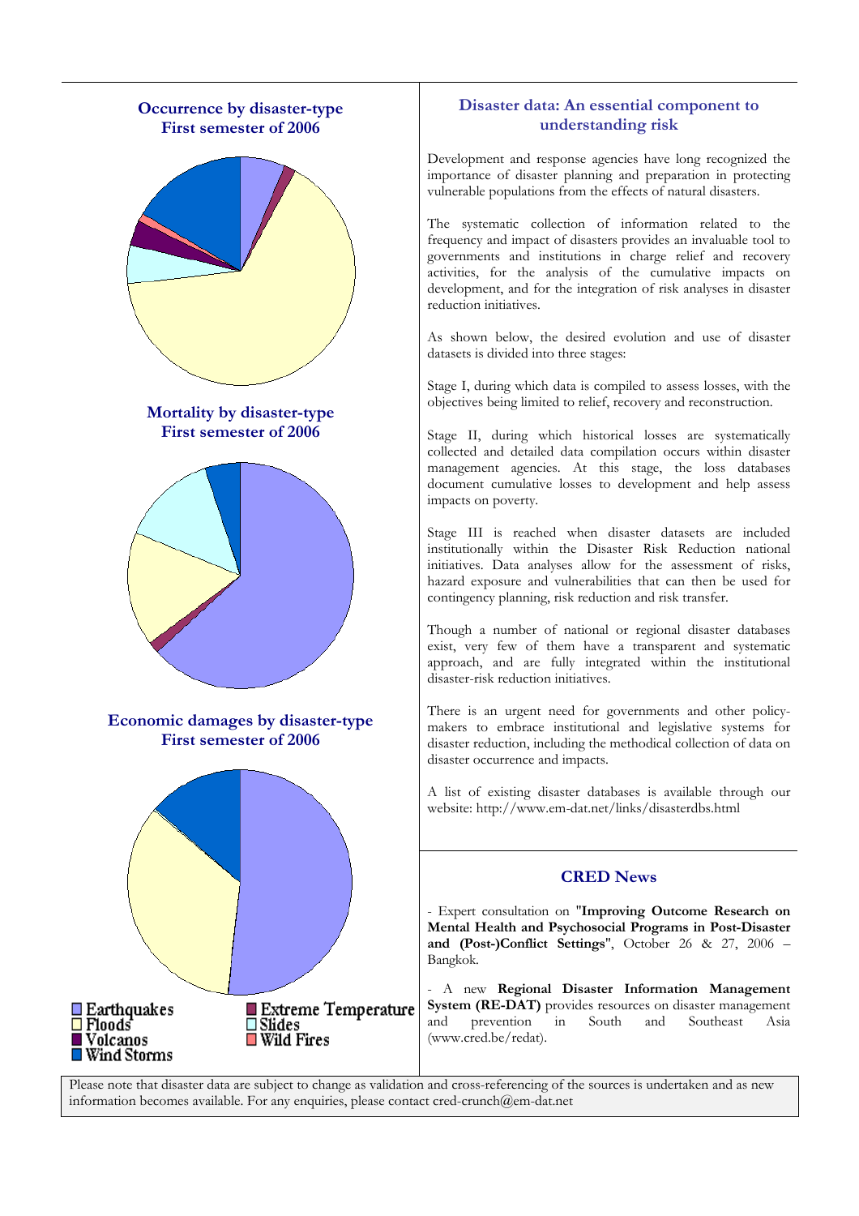## Occurrence by disaster-type
## First semester of 2006

## Mortality by disaster-type
## First semester of 2006

## Economic damages by disaster-type
## First semester of 2006

Earthquakes
Floods
Volcanos
Wind Storms
Extreme Temperature
Slides
Wild Fires

## Disaster data: An essential component to understanding risk

Development and response agencies have long recognized the importance of disaster planning and preparation in protecting vulnerable populations from the effects of natural disasters.

The systematic collection of information related to the frequency and impact of disasters provides an invaluable tool to governments and institutions in charge relief and recovery activities, for the analysis of the cumulative impacts on development, and for the integration of risk analyses in disaster reduction initiatives.

As shown below, the desired evolution and use of disaster datasets is divided into three stages:

Stage I, during which data is compiled to assess losses, with the objectives being limited to relief, recovery and reconstruction.

Stage II, during which historical losses are systematically collected and detailed data compilation occurs within disaster management agencies. At this stage, the loss databases document cumulative losses to development and help assess impacts on poverty.

Stage III is reached when disaster datasets are included institutionally within the Disaster Risk Reduction national initiatives. Data analyses allow for the assessment of risks, hazard exposure and vulnerabilities that can then be used for contingency planning, risk reduction and risk transfer.

Though a number of national or regional disaster databases exist, very few of them have a transparent and systematic approach, and are fully integrated within the institutional disaster-risk reduction initiatives.

There is an urgent need for governments and other policy-makers to embrace institutional and legislative systems for disaster reduction, including the methodical collection of data on disaster occurrence and impacts.

A list of existing disaster databases is available through our website: http://www.em-dat.net/links/disasterdbs.html

## CRED News

- Expert consultation on "**Improving Outcome Research on Mental Health and Psychosocial Programs in Post-Disaster and (Post-)Conflict Settings**", October 26 & 27, 2006 – Bangkok.

- A new **Regional Disaster Information Management System (RE-DAT)** provides resources on disaster management and prevention in South and Southeast Asia (www.cred.be/redat).

Please note that disaster data are subject to change as validation and cross-referencing of the sources is undertaken and as new information becomes available. For any enquiries, please contact cred-crunch@em-dat.net